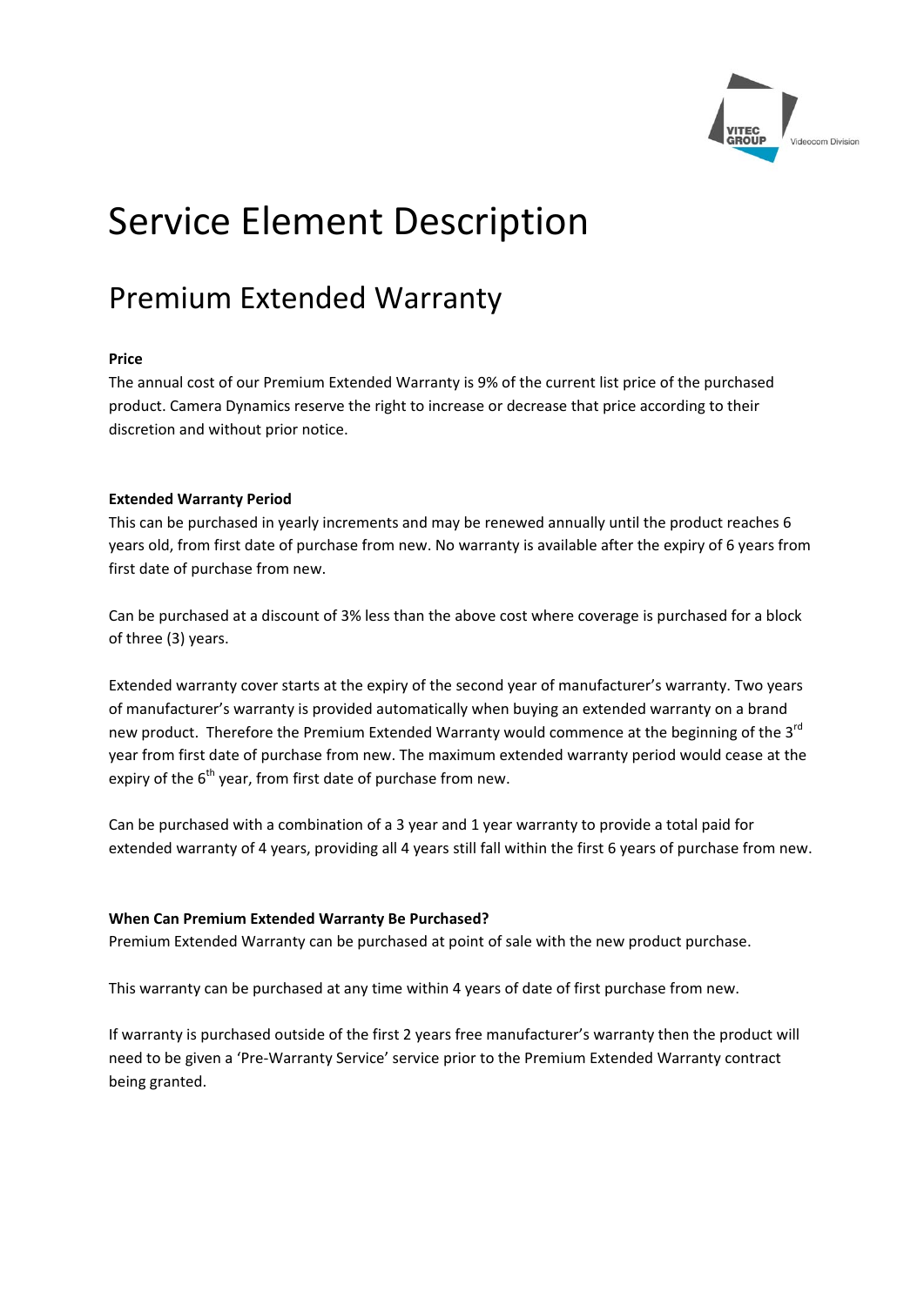# Service Element Description

## Premium Extended Warranty

**Price**

The annual cost of our Premium Extended Warranty is 9% of the current list price of the purchased product. Camera Dynamics reserve the right to increase or decrease that price according to their discretion and without prior notice.

**Extended Warranty Period**

This can be purchased in yearly increments and may be renewed annually until the product reaches 6 years old, from first date of purchase from new. No warranty is available after the expiry of 6 years from first date of purchase from new.

Can be purchased at a discount of 3% less than the above cost where coverage is purchased for a block of three (3) years.

Extended warranty cover starts at the expiry of the second year of manufacturer's warranty. Two years of manufacturer's warranty is provided automatically when buying an extended warranty on a brand new product. Therefore the Premium Extended Warranty would commence at the beginning of the 3rd year from first date of purchase from new. The maximum extended warranty period would cease at the expiry of the 6th year, from first date of purchase from new.

Can be purchased with a combination of a 3 year and 1 year warranty to provide a total paid for extended warranty of 4 years, providing all 4 years still fall within the first 6 years of purchase from new.

**When Can Premium Extended Warranty Be Purchased?**

Premium Extended Warranty can be purchased at point of sale with the new product purchase.

This warranty can be purchased at any time within 4 years of date of first purchase from new.

If warranty is purchased outside of the first 2 years free manufacturer's warranty then the product will need to be given a 'Pre-Warranty Service' service prior to the Premium Extended Warranty contract being granted.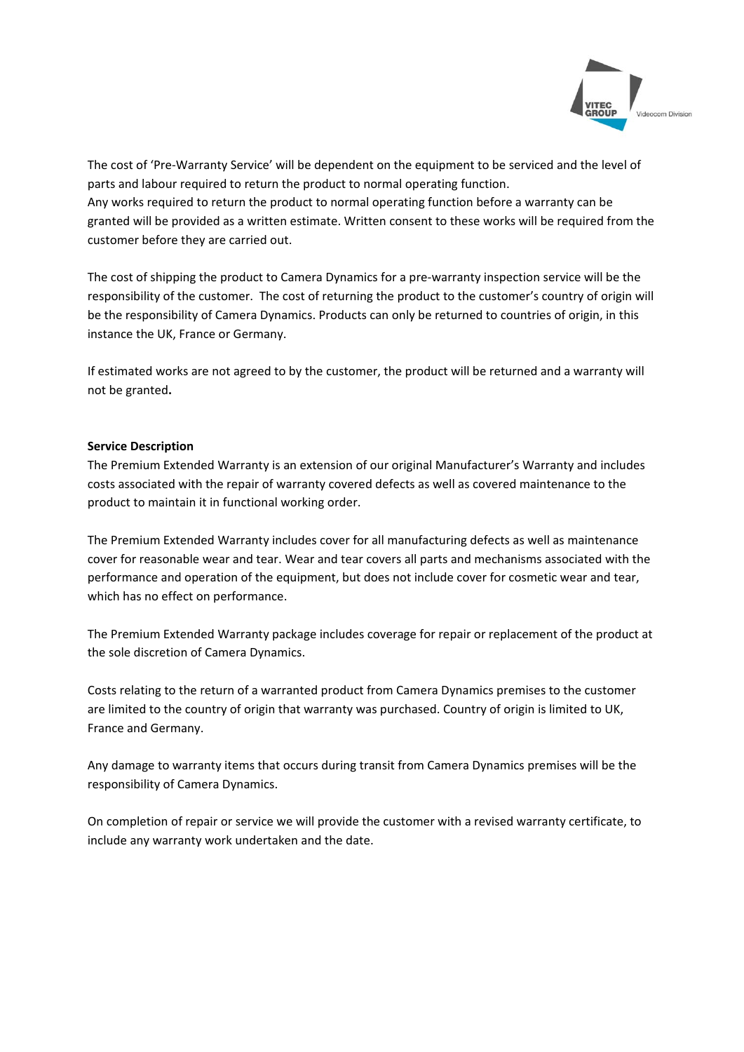The cost of 'Pre-Warranty Service' will be dependent on the equipment to be serviced and the level of parts and labour required to return the product to normal operating function.
Any works required to return the product to normal operating function before a warranty can be granted will be provided as a written estimate. Written consent to these works will be required from the customer before they are carried out.

The cost of shipping the product to Camera Dynamics for a pre-warranty inspection service will be the responsibility of the customer. The cost of returning the product to the customer's country of origin will be the responsibility of Camera Dynamics. Products can only be returned to countries of origin, in this instance the UK, France or Germany.

If estimated works are not agreed to by the customer, the product will be returned and a warranty will not be granted**.**

**Service Description**

The Premium Extended Warranty is an extension of our original Manufacturer's Warranty and includes costs associated with the repair of warranty covered defects as well as covered maintenance to the product to maintain it in functional working order.

The Premium Extended Warranty includes cover for all manufacturing defects as well as maintenance cover for reasonable wear and tear. Wear and tear covers all parts and mechanisms associated with the performance and operation of the equipment, but does not include cover for cosmetic wear and tear, which has no effect on performance.

The Premium Extended Warranty package includes coverage for repair or replacement of the product at the sole discretion of Camera Dynamics.

Costs relating to the return of a warranted product from Camera Dynamics premises to the customer are limited to the country of origin that warranty was purchased. Country of origin is limited to UK, France and Germany.

Any damage to warranty items that occurs during transit from Camera Dynamics premises will be the responsibility of Camera Dynamics.

On completion of repair or service we will provide the customer with a revised warranty certificate, to include any warranty work undertaken and the date.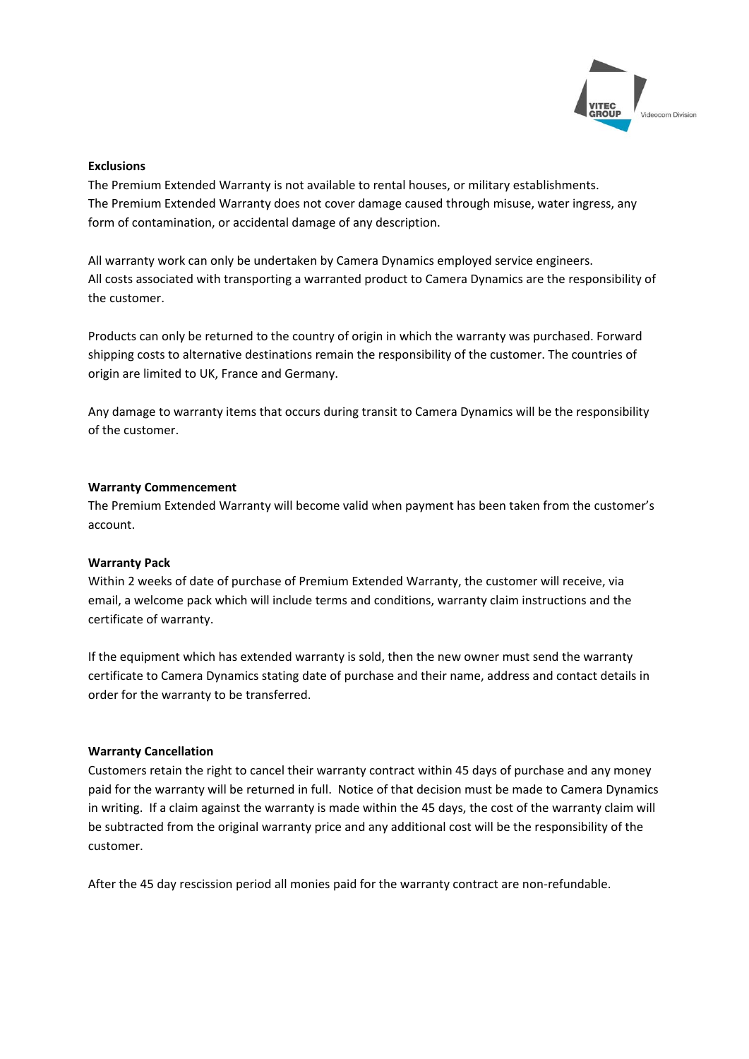**Exclusions**

The Premium Extended Warranty is not available to rental houses, or military establishments.
The Premium Extended Warranty does not cover damage caused through misuse, water ingress, any form of contamination, or accidental damage of any description.

All warranty work can only be undertaken by Camera Dynamics employed service engineers.
All costs associated with transporting a warranted product to Camera Dynamics are the responsibility of the customer.

Products can only be returned to the country of origin in which the warranty was purchased. Forward shipping costs to alternative destinations remain the responsibility of the customer. The countries of origin are limited to UK, France and Germany.

Any damage to warranty items that occurs during transit to Camera Dynamics will be the responsibility of the customer.

**Warranty Commencement**

The Premium Extended Warranty will become valid when payment has been taken from the customer's account.

**Warranty Pack**

Within 2 weeks of date of purchase of Premium Extended Warranty, the customer will receive, via email, a welcome pack which will include terms and conditions, warranty claim instructions and the certificate of warranty.

If the equipment which has extended warranty is sold, then the new owner must send the warranty certificate to Camera Dynamics stating date of purchase and their name, address and contact details in order for the warranty to be transferred.

**Warranty Cancellation**

Customers retain the right to cancel their warranty contract within 45 days of purchase and any money paid for the warranty will be returned in full. Notice of that decision must be made to Camera Dynamics in writing. If a claim against the warranty is made within the 45 days, the cost of the warranty claim will be subtracted from the original warranty price and any additional cost will be the responsibility of the customer.

After the 45 day rescission period all monies paid for the warranty contract are non-refundable.